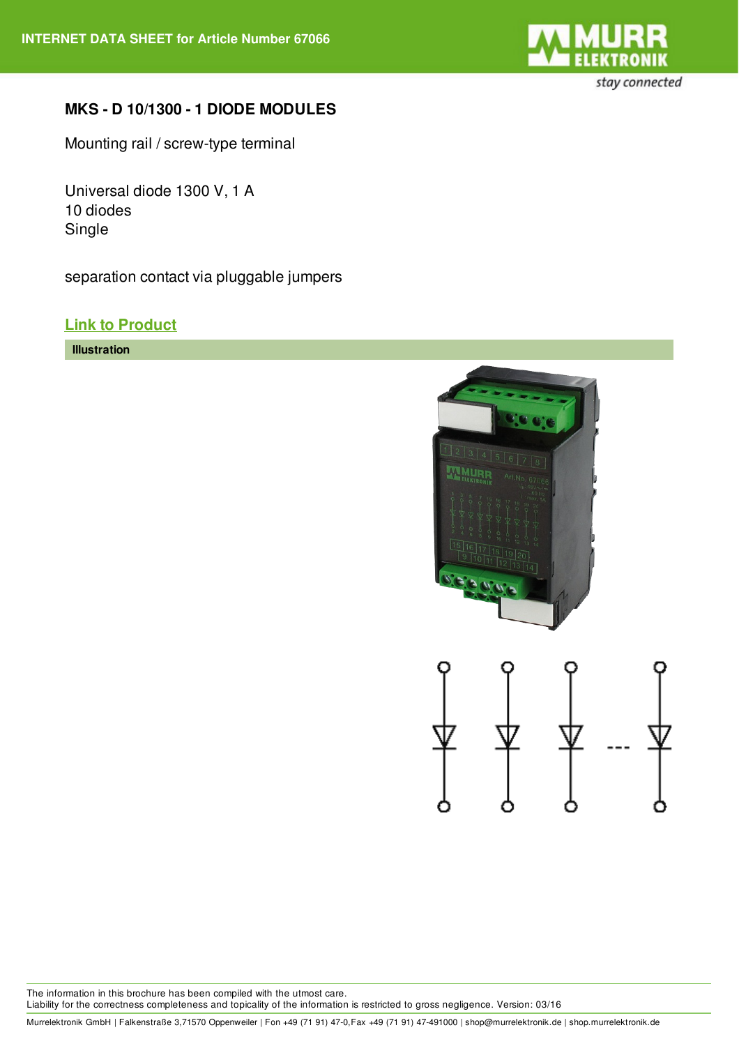# MKS - D 10/1300 - 1 DIODE MODULES

Mounting rail / screw-type terminal

Universal diode 1300 V, 1 A
10 diodes
Single

separation contact via pluggable jumpers

[Link to Product]

**Illustration**

The information in this brochure has been compiled with the utmost care.
Liability for the correctness completeness and topicality of the information is restricted to gross negligence. Version: 03/16

Murrelektronik GmbH | Falkenstraße 3,71570 Oppenweiler | Fon +49 (71 91) 47-0,Fax +49 (71 91) 47-491000 | shop@murrelektronik.de | shop.murrelektronik.de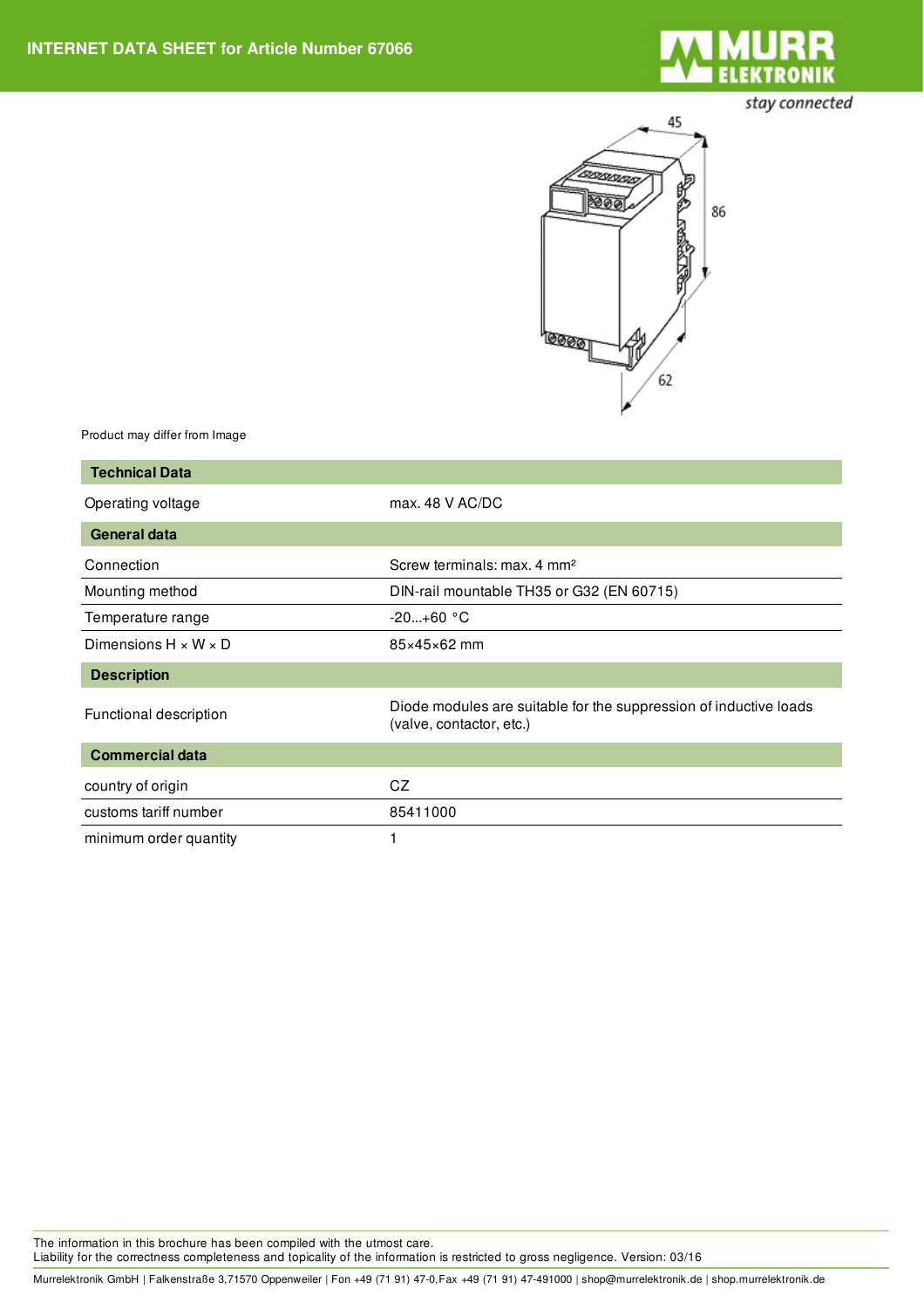# INTERNET DATA SHEET for Article Number 67066

45

86

62

Product may differ from Image

| | |
|---|---|
| **Technical Data** | |
| Operating voltage | max. 48 V AC/DC |
| **General data** | |
| Connection | Screw terminals: max. 4 mm² |
| Mounting method | DIN-rail mountable TH35 or G32 (EN 60715) |
| Temperature range | -20...+60 °C |
| Dimensions H × W × D | 85×45×62 mm |
| **Description** | |
| Functional description | Diode modules are suitable for the suppression of inductive loads (valve, contactor, etc.) |
| **Commercial data** | |
| country of origin | CZ |
| customs tariff number | 85411000 |
| minimum order quantity | 1 |

The information in this brochure has been compiled with the utmost care.
Liability for the correctness completeness and topicality of the information is restricted to gross negligence. Version: 03/16

Murrelektronik GmbH | Falkenstraße 3,71570 Oppenweiler | Fon +49 (71 91) 47-0,Fax +49 (71 91) 47-491000 | shop@murrelektronik.de | shop.murrelektronik.de